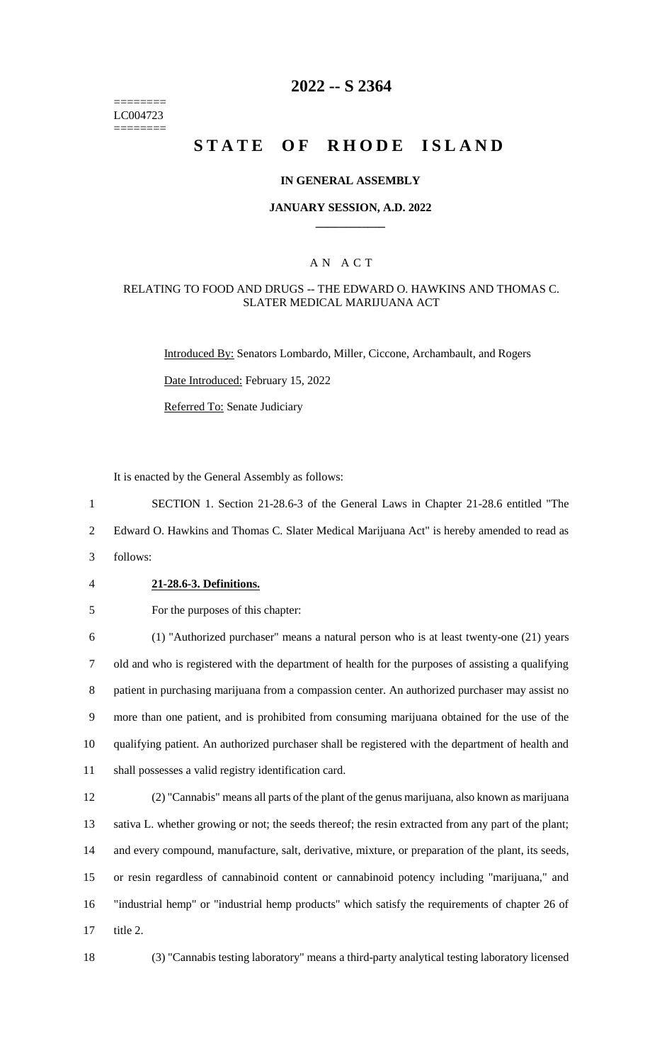========
LC004723
========

# 2022 -- S 2364

# STATE OF RHODE ISLAND

### IN GENERAL ASSEMBLY

### JANUARY SESSION, A.D. 2022

____________

A N A C T

RELATING TO FOOD AND DRUGS -- THE EDWARD O. HAWKINS AND THOMAS C. SLATER MEDICAL MARIJUANA ACT

Introduced By: Senators Lombardo, Miller, Ciccone, Archambault, and Rogers

Date Introduced: February 15, 2022

Referred To: Senate Judiciary

It is enacted by the General Assembly as follows:

1 SECTION 1. Section 21-28.6-3 of the General Laws in Chapter 21-28.6 entitled "The
2 Edward O. Hawkins and Thomas C. Slater Medical Marijuana Act" is hereby amended to read as
3 follows:

4 **21-28.6-3. Definitions.**

5 For the purposes of this chapter:

6 (1) "Authorized purchaser" means a natural person who is at least twenty-one (21) years
7 old and who is registered with the department of health for the purposes of assisting a qualifying
8 patient in purchasing marijuana from a compassion center. An authorized purchaser may assist no
9 more than one patient, and is prohibited from consuming marijuana obtained for the use of the
10 qualifying patient. An authorized purchaser shall be registered with the department of health and
11 shall possesses a valid registry identification card.

12 (2) "Cannabis" means all parts of the plant of the genus marijuana, also known as marijuana
13 sativa L. whether growing or not; the seeds thereof; the resin extracted from any part of the plant;
14 and every compound, manufacture, salt, derivative, mixture, or preparation of the plant, its seeds,
15 or resin regardless of cannabinoid content or cannabinoid potency including "marijuana," and
16 "industrial hemp" or "industrial hemp products" which satisfy the requirements of chapter 26 of
17 title 2.

18 (3) "Cannabis testing laboratory" means a third-party analytical testing laboratory licensed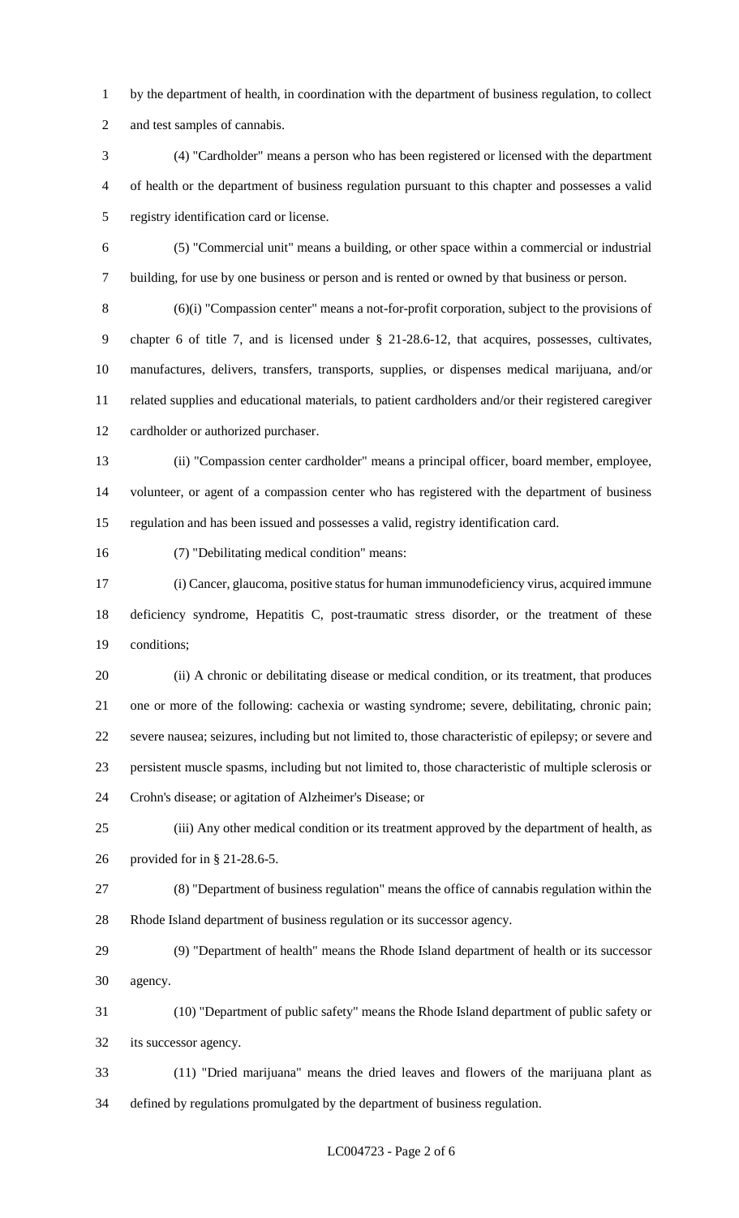by the department of health, in coordination with the department of business regulation, to collect and test samples of cannabis.

(4) "Cardholder" means a person who has been registered or licensed with the department of health or the department of business regulation pursuant to this chapter and possesses a valid registry identification card or license.

(5) "Commercial unit" means a building, or other space within a commercial or industrial building, for use by one business or person and is rented or owned by that business or person.

(6)(i) "Compassion center" means a not-for-profit corporation, subject to the provisions of chapter 6 of title 7, and is licensed under § 21-28.6-12, that acquires, possesses, cultivates, manufactures, delivers, transfers, transports, supplies, or dispenses medical marijuana, and/or related supplies and educational materials, to patient cardholders and/or their registered caregiver cardholder or authorized purchaser.

(ii) "Compassion center cardholder" means a principal officer, board member, employee, volunteer, or agent of a compassion center who has registered with the department of business regulation and has been issued and possesses a valid, registry identification card.

(7) "Debilitating medical condition" means:

(i) Cancer, glaucoma, positive status for human immunodeficiency virus, acquired immune deficiency syndrome, Hepatitis C, post-traumatic stress disorder, or the treatment of these conditions;

(ii) A chronic or debilitating disease or medical condition, or its treatment, that produces one or more of the following: cachexia or wasting syndrome; severe, debilitating, chronic pain; severe nausea; seizures, including but not limited to, those characteristic of epilepsy; or severe and persistent muscle spasms, including but not limited to, those characteristic of multiple sclerosis or Crohn's disease; or agitation of Alzheimer's Disease; or

(iii) Any other medical condition or its treatment approved by the department of health, as provided for in § 21-28.6-5.

(8) "Department of business regulation" means the office of cannabis regulation within the Rhode Island department of business regulation or its successor agency.

(9) "Department of health" means the Rhode Island department of health or its successor agency.

(10) "Department of public safety" means the Rhode Island department of public safety or its successor agency.

(11) "Dried marijuana" means the dried leaves and flowers of the marijuana plant as defined by regulations promulgated by the department of business regulation.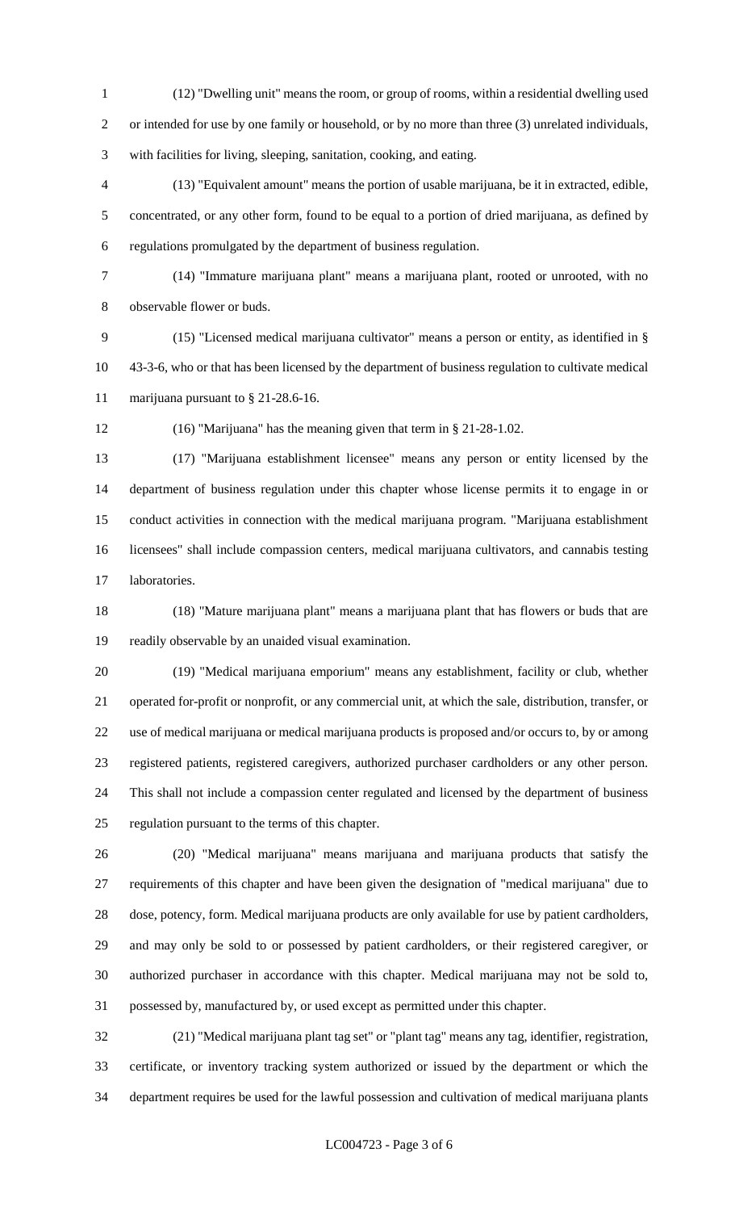(12) "Dwelling unit" means the room, or group of rooms, within a residential dwelling used or intended for use by one family or household, or by no more than three (3) unrelated individuals, with facilities for living, sleeping, sanitation, cooking, and eating.

(13) "Equivalent amount" means the portion of usable marijuana, be it in extracted, edible, concentrated, or any other form, found to be equal to a portion of dried marijuana, as defined by regulations promulgated by the department of business regulation.

(14) "Immature marijuana plant" means a marijuana plant, rooted or unrooted, with no observable flower or buds.

(15) "Licensed medical marijuana cultivator" means a person or entity, as identified in § 43-3-6, who or that has been licensed by the department of business regulation to cultivate medical marijuana pursuant to § 21-28.6-16.

(16) "Marijuana" has the meaning given that term in § 21-28-1.02.

(17) "Marijuana establishment licensee" means any person or entity licensed by the department of business regulation under this chapter whose license permits it to engage in or conduct activities in connection with the medical marijuana program. "Marijuana establishment licensees" shall include compassion centers, medical marijuana cultivators, and cannabis testing laboratories.

(18) "Mature marijuana plant" means a marijuana plant that has flowers or buds that are readily observable by an unaided visual examination.

(19) "Medical marijuana emporium" means any establishment, facility or club, whether operated for-profit or nonprofit, or any commercial unit, at which the sale, distribution, transfer, or use of medical marijuana or medical marijuana products is proposed and/or occurs to, by or among registered patients, registered caregivers, authorized purchaser cardholders or any other person. This shall not include a compassion center regulated and licensed by the department of business regulation pursuant to the terms of this chapter.

(20) "Medical marijuana" means marijuana and marijuana products that satisfy the requirements of this chapter and have been given the designation of "medical marijuana" due to dose, potency, form. Medical marijuana products are only available for use by patient cardholders, and may only be sold to or possessed by patient cardholders, or their registered caregiver, or authorized purchaser in accordance with this chapter. Medical marijuana may not be sold to, possessed by, manufactured by, or used except as permitted under this chapter.

(21) "Medical marijuana plant tag set" or "plant tag" means any tag, identifier, registration, certificate, or inventory tracking system authorized or issued by the department or which the department requires be used for the lawful possession and cultivation of medical marijuana plants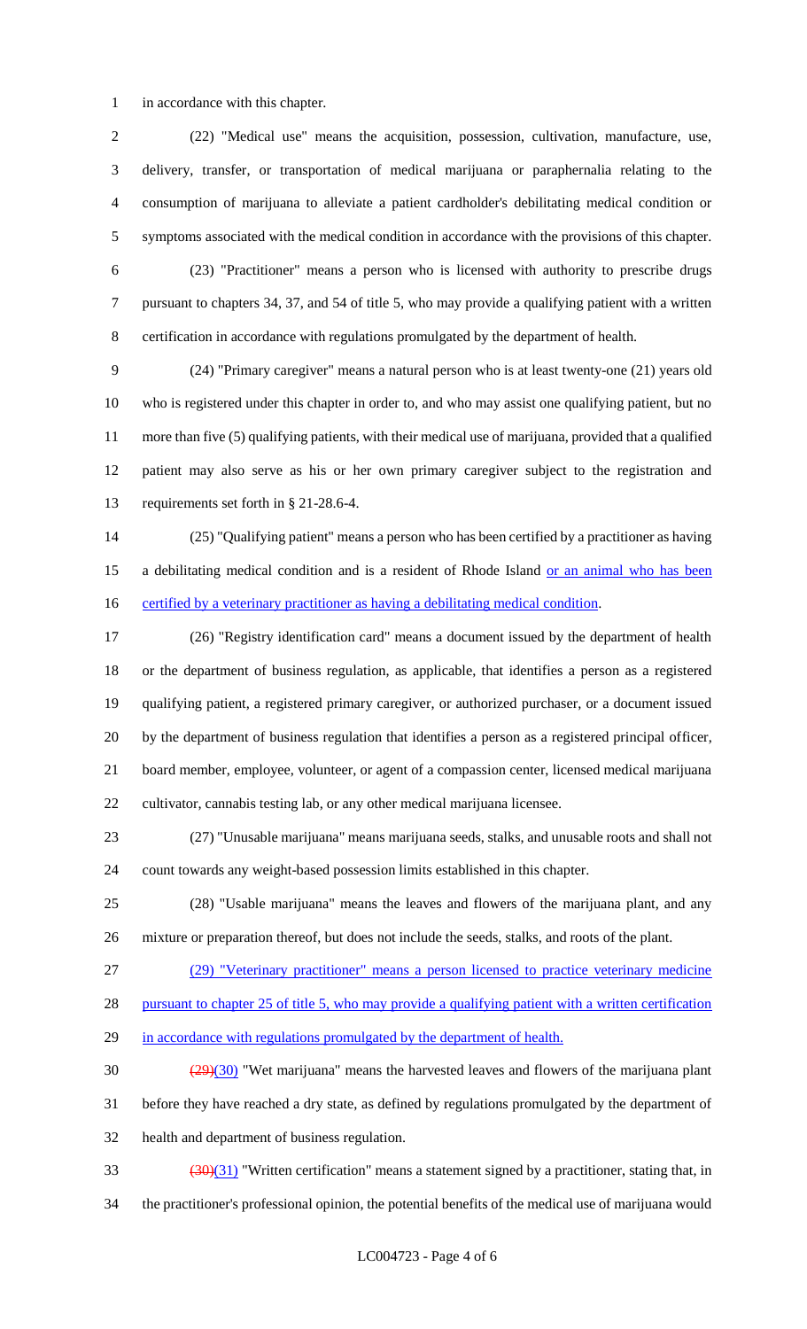in accordance with this chapter.

(22) "Medical use" means the acquisition, possession, cultivation, manufacture, use, delivery, transfer, or transportation of medical marijuana or paraphernalia relating to the consumption of marijuana to alleviate a patient cardholder's debilitating medical condition or symptoms associated with the medical condition in accordance with the provisions of this chapter.

(23) "Practitioner" means a person who is licensed with authority to prescribe drugs pursuant to chapters 34, 37, and 54 of title 5, who may provide a qualifying patient with a written certification in accordance with regulations promulgated by the department of health.

(24) "Primary caregiver" means a natural person who is at least twenty-one (21) years old who is registered under this chapter in order to, and who may assist one qualifying patient, but no more than five (5) qualifying patients, with their medical use of marijuana, provided that a qualified patient may also serve as his or her own primary caregiver subject to the registration and requirements set forth in § 21-28.6-4.

(25) "Qualifying patient" means a person who has been certified by a practitioner as having a debilitating medical condition and is a resident of Rhode Island or an animal who has been certified by a veterinary practitioner as having a debilitating medical condition.

(26) "Registry identification card" means a document issued by the department of health or the department of business regulation, as applicable, that identifies a person as a registered qualifying patient, a registered primary caregiver, or authorized purchaser, or a document issued by the department of business regulation that identifies a person as a registered principal officer, board member, employee, volunteer, or agent of a compassion center, licensed medical marijuana cultivator, cannabis testing lab, or any other medical marijuana licensee.

(27) "Unusable marijuana" means marijuana seeds, stalks, and unusable roots and shall not count towards any weight-based possession limits established in this chapter.

(28) "Usable marijuana" means the leaves and flowers of the marijuana plant, and any mixture or preparation thereof, but does not include the seeds, stalks, and roots of the plant.

(29) "Veterinary practitioner" means a person licensed to practice veterinary medicine pursuant to chapter 25 of title 5, who may provide a qualifying patient with a written certification in accordance with regulations promulgated by the department of health.

~~(29)~~(30) "Wet marijuana" means the harvested leaves and flowers of the marijuana plant before they have reached a dry state, as defined by regulations promulgated by the department of health and department of business regulation.

~~(30)~~(31) "Written certification" means a statement signed by a practitioner, stating that, in the practitioner's professional opinion, the potential benefits of the medical use of marijuana would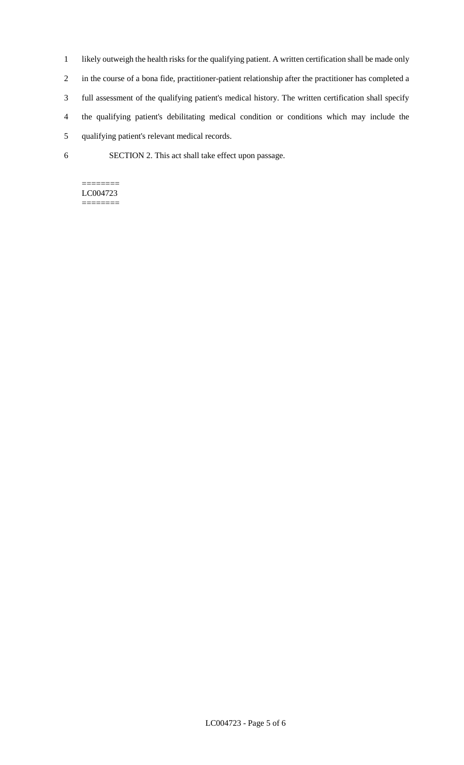likely outweigh the health risks for the qualifying patient. A written certification shall be made only in the course of a bona fide, practitioner-patient relationship after the practitioner has completed a full assessment of the qualifying patient's medical history. The written certification shall specify the qualifying patient's debilitating medical condition or conditions which may include the qualifying patient's relevant medical records.

SECTION 2. This act shall take effect upon passage.

========
LC004723
========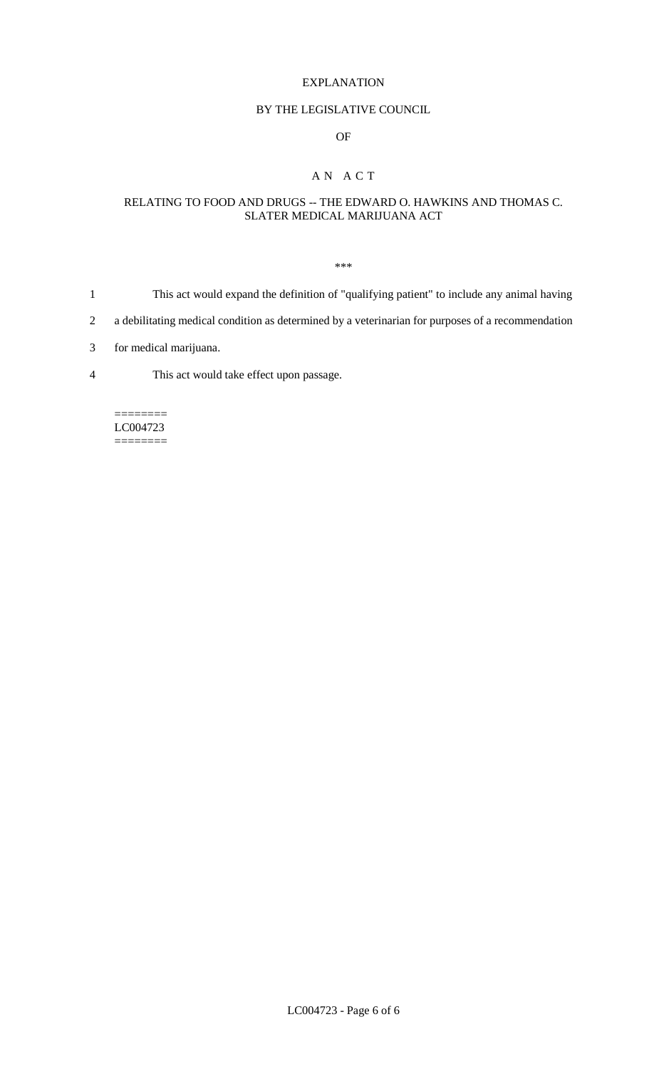EXPLANATION

BY THE LEGISLATIVE COUNCIL

OF

A N A C T

RELATING TO FOOD AND DRUGS -- THE EDWARD O. HAWKINS AND THOMAS C. SLATER MEDICAL MARIJUANA ACT

\*\*\*

1 This act would expand the definition of "qualifying patient" to include any animal having
2 a debilitating medical condition as determined by a veterinarian for purposes of a recommendation
3 for medical marijuana.

4 This act would take effect upon passage.

========
LC004723
========